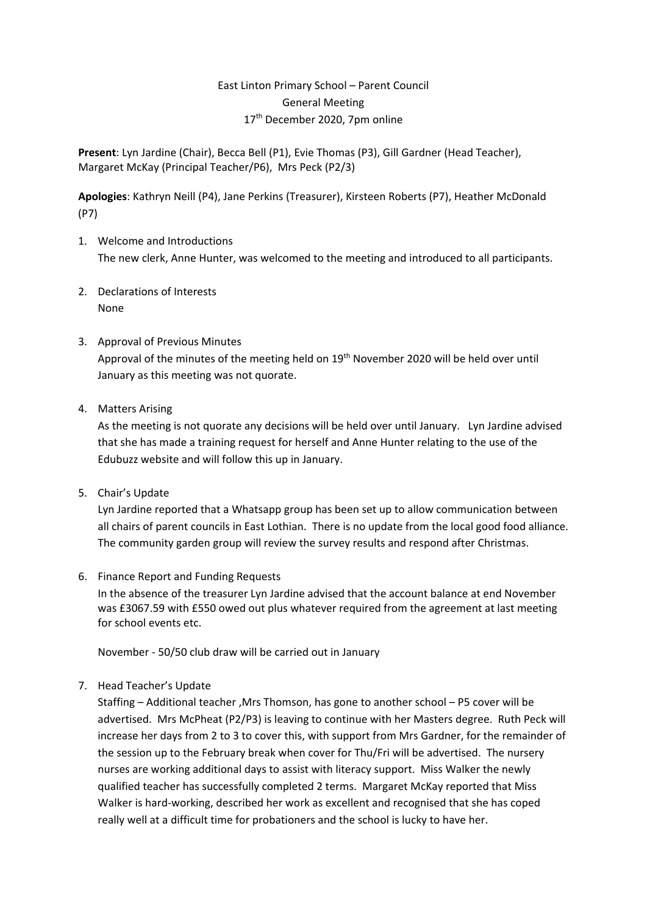East Linton Primary School – Parent Council
General Meeting
17th December 2020, 7pm online

**Present**: Lyn Jardine (Chair), Becca Bell (P1), Evie Thomas (P3), Gill Gardner (Head Teacher), Margaret McKay (Principal Teacher/P6), Mrs Peck (P2/3)

**Apologies**: Kathryn Neill (P4), Jane Perkins (Treasurer), Kirsteen Roberts (P7), Heather McDonald (P7)

1. Welcome and Introductions
   The new clerk, Anne Hunter, was welcomed to the meeting and introduced to all participants.

2. Declarations of Interests
   None

3. Approval of Previous Minutes
   Approval of the minutes of the meeting held on 19th November 2020 will be held over until January as this meeting was not quorate.

4. Matters Arising
   As the meeting is not quorate any decisions will be held over until January. Lyn Jardine advised that she has made a training request for herself and Anne Hunter relating to the use of the Edubuzz website and will follow this up in January.

5. Chair's Update
   Lyn Jardine reported that a Whatsapp group has been set up to allow communication between all chairs of parent councils in East Lothian. There is no update from the local good food alliance. The community garden group will review the survey results and respond after Christmas.

6. Finance Report and Funding Requests
   In the absence of the treasurer Lyn Jardine advised that the account balance at end November was £3067.59 with £550 owed out plus whatever required from the agreement at last meeting for school events etc.

   November - 50/50 club draw will be carried out in January

7. Head Teacher's Update
   Staffing – Additional teacher ,Mrs Thomson, has gone to another school – P5 cover will be advertised. Mrs McPheat (P2/P3) is leaving to continue with her Masters degree. Ruth Peck will increase her days from 2 to 3 to cover this, with support from Mrs Gardner, for the remainder of the session up to the February break when cover for Thu/Fri will be advertised. The nursery nurses are working additional days to assist with literacy support. Miss Walker the newly qualified teacher has successfully completed 2 terms. Margaret McKay reported that Miss Walker is hard-working, described her work as excellent and recognised that she has coped really well at a difficult time for probationers and the school is lucky to have her.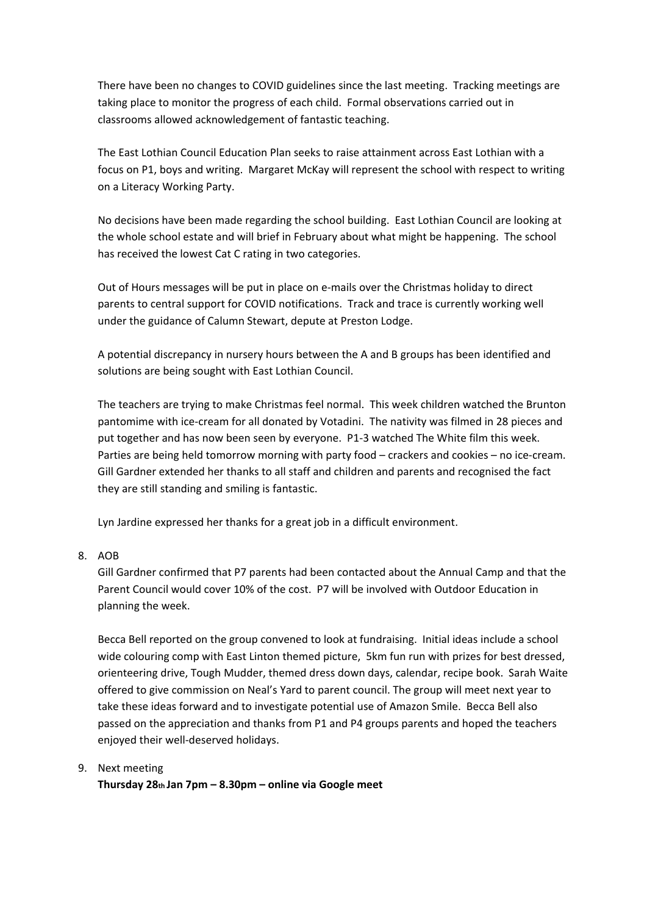There have been no changes to COVID guidelines since the last meeting. Tracking meetings are taking place to monitor the progress of each child. Formal observations carried out in classrooms allowed acknowledgement of fantastic teaching.

The East Lothian Council Education Plan seeks to raise attainment across East Lothian with a focus on P1, boys and writing. Margaret McKay will represent the school with respect to writing on a Literacy Working Party.

No decisions have been made regarding the school building. East Lothian Council are looking at the whole school estate and will brief in February about what might be happening. The school has received the lowest Cat C rating in two categories.

Out of Hours messages will be put in place on e-mails over the Christmas holiday to direct parents to central support for COVID notifications. Track and trace is currently working well under the guidance of Calumn Stewart, depute at Preston Lodge.

A potential discrepancy in nursery hours between the A and B groups has been identified and solutions are being sought with East Lothian Council.

The teachers are trying to make Christmas feel normal. This week children watched the Brunton pantomime with ice-cream for all donated by Votadini. The nativity was filmed in 28 pieces and put together and has now been seen by everyone. P1-3 watched The White film this week. Parties are being held tomorrow morning with party food – crackers and cookies – no ice-cream. Gill Gardner extended her thanks to all staff and children and parents and recognised the fact they are still standing and smiling is fantastic.

Lyn Jardine expressed her thanks for a great job in a difficult environment.

8. AOB

   Gill Gardner confirmed that P7 parents had been contacted about the Annual Camp and that the Parent Council would cover 10% of the cost. P7 will be involved with Outdoor Education in planning the week.

   Becca Bell reported on the group convened to look at fundraising. Initial ideas include a school wide colouring comp with East Linton themed picture, 5km fun run with prizes for best dressed, orienteering drive, Tough Mudder, themed dress down days, calendar, recipe book. Sarah Waite offered to give commission on Neal's Yard to parent council. The group will meet next year to take these ideas forward and to investigate potential use of Amazon Smile. Becca Bell also passed on the appreciation and thanks from P1 and P4 groups parents and hoped the teachers enjoyed their well-deserved holidays.

9. Next meeting

   **Thursday 28th Jan 7pm – 8.30pm – online via Google meet**